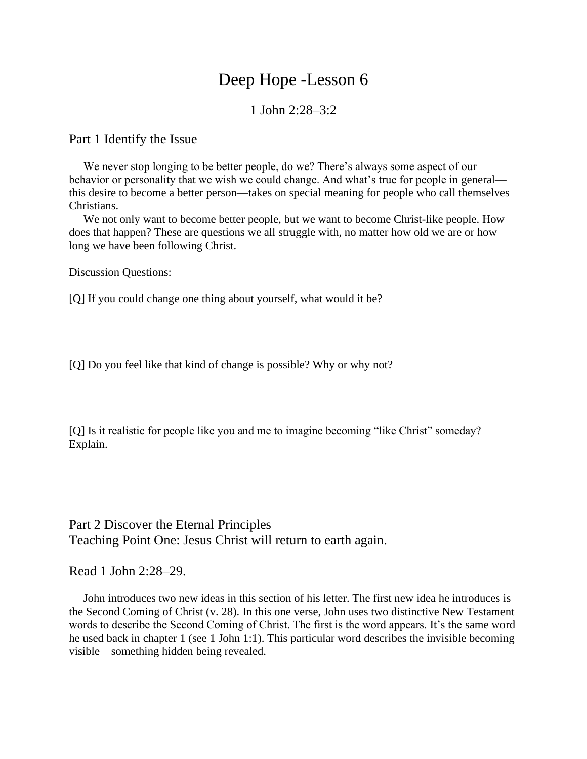# Deep Hope -Lesson 6

1 John 2:28–3:2

## Part 1 Identify the Issue

We never stop longing to be better people, do we? There's always some aspect of our behavior or personality that we wish we could change. And what's true for people in general—this desire to become a better person—takes on special meaning for people who call themselves Christians.

We not only want to become better people, but we want to become Christ-like people. How does that happen? These are questions we all struggle with, no matter how old we are or how long we have been following Christ.

Discussion Questions:

[Q] If you could change one thing about yourself, what would it be?

[Q] Do you feel like that kind of change is possible? Why or why not?

[Q] Is it realistic for people like you and me to imagine becoming "like Christ" someday? Explain.

## Part 2 Discover the Eternal Principles

## Teaching Point One: Jesus Christ will return to earth again.

Read 1 John 2:28–29.

John introduces two new ideas in this section of his letter. The first new idea he introduces is the Second Coming of Christ (v. 28). In this one verse, John uses two distinctive New Testament words to describe the Second Coming of Christ. The first is the word appears. It's the same word he used back in chapter 1 (see 1 John 1:1). This particular word describes the invisible becoming visible—something hidden being revealed.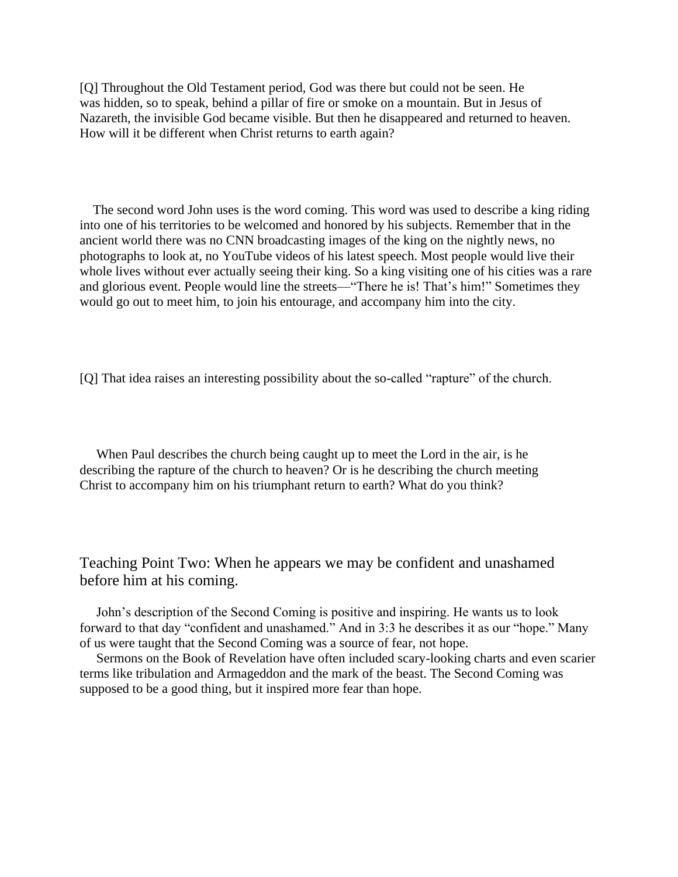[Q] Throughout the Old Testament period, God was there but could not be seen. He was hidden, so to speak, behind a pillar of fire or smoke on a mountain. But in Jesus of Nazareth, the invisible God became visible. But then he disappeared and returned to heaven. How will it be different when Christ returns to earth again?

The second word John uses is the word coming. This word was used to describe a king riding into one of his territories to be welcomed and honored by his subjects. Remember that in the ancient world there was no CNN broadcasting images of the king on the nightly news, no photographs to look at, no YouTube videos of his latest speech. Most people would live their whole lives without ever actually seeing their king. So a king visiting one of his cities was a rare and glorious event. People would line the streets—"There he is! That's him!" Sometimes they would go out to meet him, to join his entourage, and accompany him into the city.

[Q] That idea raises an interesting possibility about the so-called "rapture" of the church.

When Paul describes the church being caught up to meet the Lord in the air, is he describing the rapture of the church to heaven? Or is he describing the church meeting Christ to accompany him on his triumphant return to earth? What do you think?

## Teaching Point Two: When he appears we may be confident and unashamed before him at his coming.

John's description of the Second Coming is positive and inspiring. He wants us to look forward to that day "confident and unashamed." And in 3:3 he describes it as our "hope." Many of us were taught that the Second Coming was a source of fear, not hope.

Sermons on the Book of Revelation have often included scary-looking charts and even scarier terms like tribulation and Armageddon and the mark of the beast. The Second Coming was supposed to be a good thing, but it inspired more fear than hope.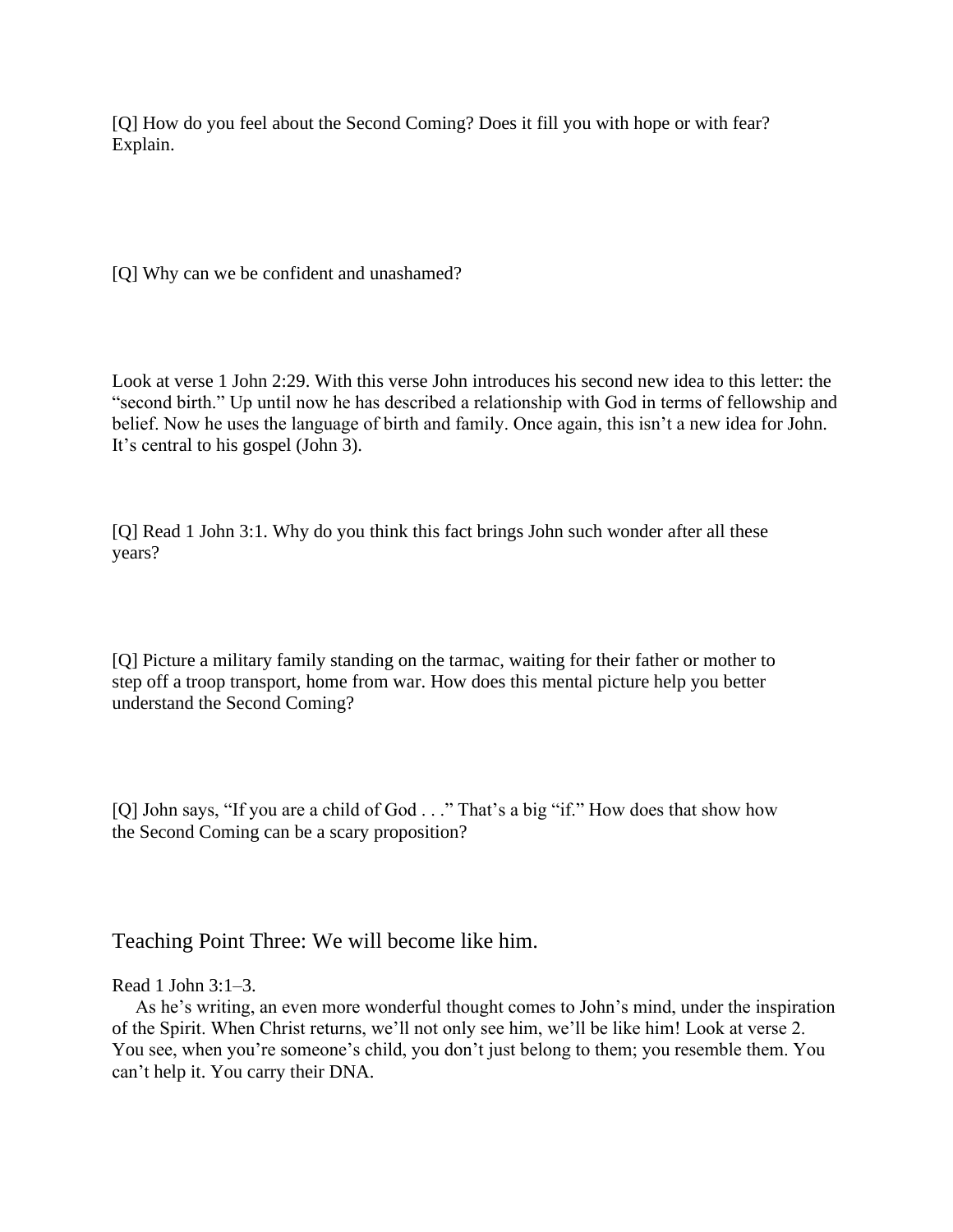[Q] How do you feel about the Second Coming? Does it fill you with hope or with fear? Explain.

[Q] Why can we be confident and unashamed?

Look at verse 1 John 2:29. With this verse John introduces his second new idea to this letter: the “second birth.” Up until now he has described a relationship with God in terms of fellowship and belief. Now he uses the language of birth and family. Once again, this isn’t a new idea for John. It’s central to his gospel (John 3).

[Q] Read 1 John 3:1. Why do you think this fact brings John such wonder after all these years?

[Q] Picture a military family standing on the tarmac, waiting for their father or mother to step off a troop transport, home from war. How does this mental picture help you better understand the Second Coming?

[Q] John says, “If you are a child of God . . .” That’s a big “if.” How does that show how the Second Coming can be a scary proposition?

## Teaching Point Three: We will become like him.

Read 1 John 3:1–3.

As he’s writing, an even more wonderful thought comes to John’s mind, under the inspiration of the Spirit. When Christ returns, we’ll not only see him, we’ll be like him! Look at verse 2. You see, when you’re someone’s child, you don’t just belong to them; you resemble them. You can’t help it. You carry their DNA.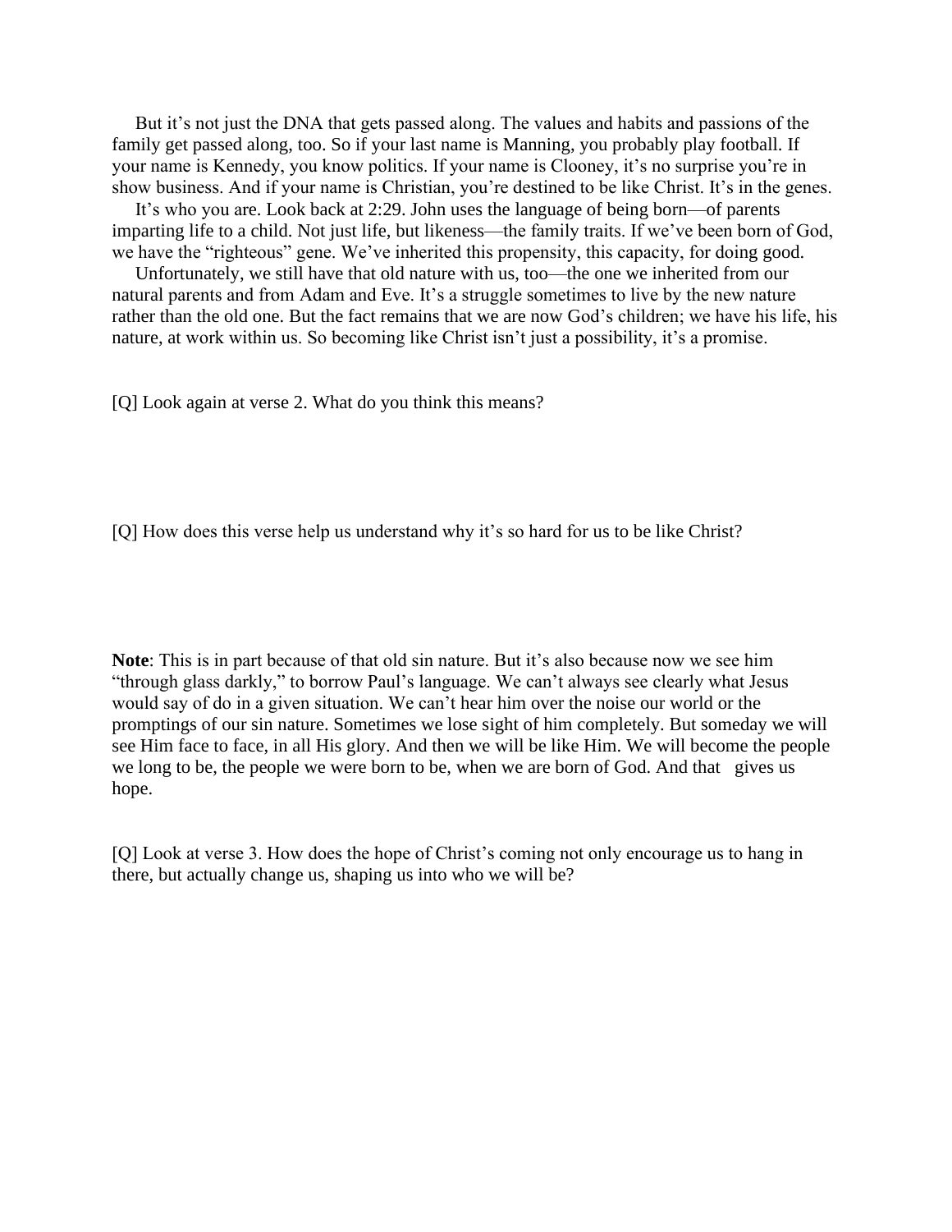But it's not just the DNA that gets passed along. The values and habits and passions of the family get passed along, too. So if your last name is Manning, you probably play football. If your name is Kennedy, you know politics. If your name is Clooney, it's no surprise you're in show business. And if your name is Christian, you're destined to be like Christ. It's in the genes.

It's who you are. Look back at 2:29. John uses the language of being born—of parents imparting life to a child. Not just life, but likeness—the family traits. If we've been born of God, we have the "righteous" gene. We've inherited this propensity, this capacity, for doing good.

Unfortunately, we still have that old nature with us, too—the one we inherited from our natural parents and from Adam and Eve. It's a struggle sometimes to live by the new nature rather than the old one. But the fact remains that we are now God's children; we have his life, his nature, at work within us. So becoming like Christ isn't just a possibility, it's a promise.

[Q] Look again at verse 2. What do you think this means?

[Q] How does this verse help us understand why it's so hard for us to be like Christ?

**Note**: This is in part because of that old sin nature. But it's also because now we see him "through glass darkly," to borrow Paul's language. We can't always see clearly what Jesus would say of do in a given situation. We can't hear him over the noise our world or the promptings of our sin nature. Sometimes we lose sight of him completely. But someday we will see Him face to face, in all His glory. And then we will be like Him. We will become the people we long to be, the people we were born to be, when we are born of God. And that gives us hope.

[Q] Look at verse 3. How does the hope of Christ's coming not only encourage us to hang in there, but actually change us, shaping us into who we will be?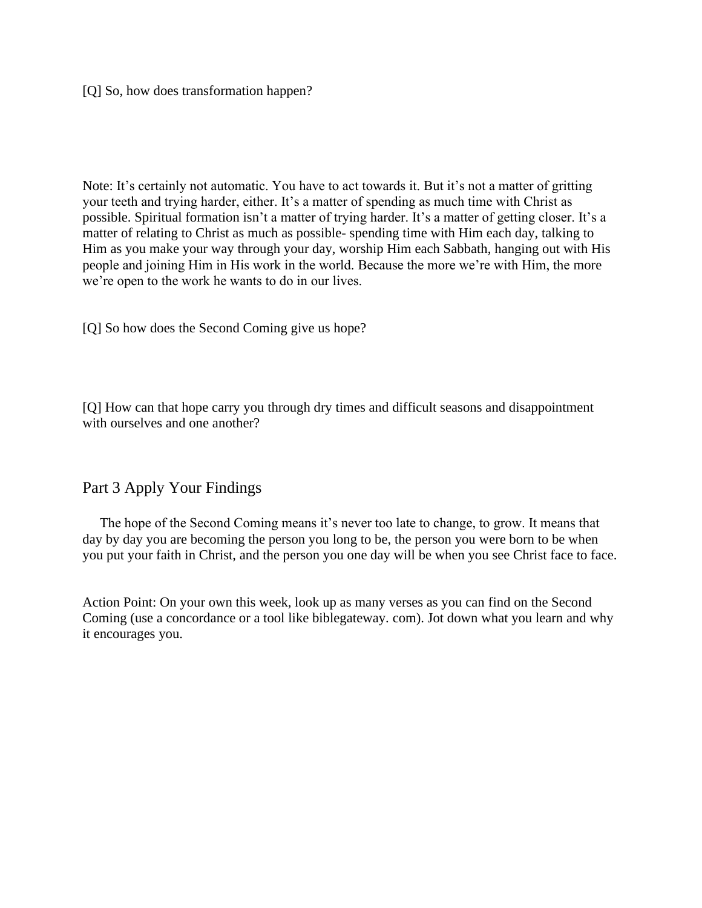[Q] So, how does transformation happen?

Note: It's certainly not automatic. You have to act towards it. But it's not a matter of gritting your teeth and trying harder, either. It's a matter of spending as much time with Christ as possible. Spiritual formation isn't a matter of trying harder. It's a matter of getting closer. It's a matter of relating to Christ as much as possible- spending time with Him each day, talking to Him as you make your way through your day, worship Him each Sabbath, hanging out with His people and joining Him in His work in the world. Because the more we're with Him, the more we're open to the work he wants to do in our lives.

[Q] So how does the Second Coming give us hope?

[Q] How can that hope carry you through dry times and difficult seasons and disappointment with ourselves and one another?

## Part 3 Apply Your Findings

The hope of the Second Coming means it's never too late to change, to grow. It means that day by day you are becoming the person you long to be, the person you were born to be when you put your faith in Christ, and the person you one day will be when you see Christ face to face.

Action Point: On your own this week, look up as many verses as you can find on the Second Coming (use a concordance or a tool like biblegateway. com). Jot down what you learn and why it encourages you.